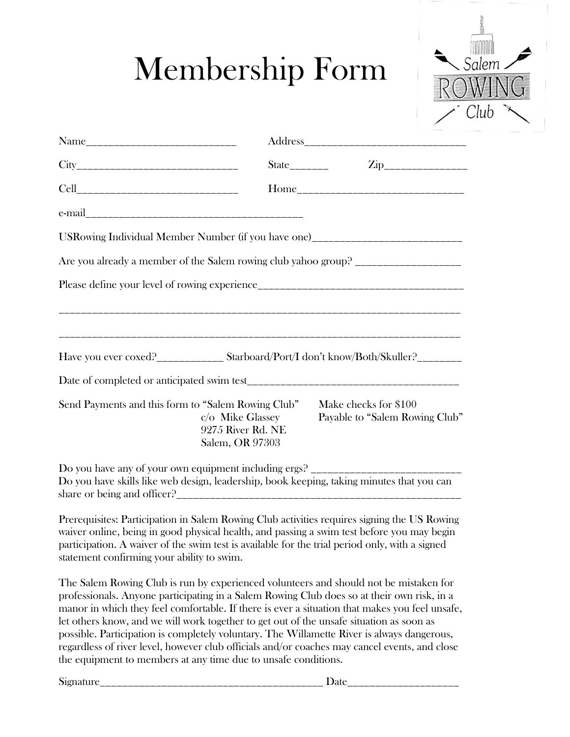# Membership Form

Name___________________________ Address____________________________

City_____________________________ State_______ Zip______________

Cell_____________________________ Home_____________________________

e-mail______________________________________

USRowing Individual Member Number (if you have one)___________________________

Are you already a member of the Salem rowing club yahoo group? ___________________

Please define your level of rowing experience______________________________________

__________________________________________________________________________

__________________________________________________________________________

Have you ever coxed?____________ Starboard/Port/I don't know/Both/Skuller?________

Date of completed or anticipated swim test______________________________________

Send Payments and this form to "Salem Rowing Club"
c/o Mike Glassey
9275 River Rd. NE
Salem, OR 97303

Make checks for $100
Payable to "Salem Rowing Club"

Do you have any of your own equipment including ergs? ___________________________
Do you have skills like web design, leadership, book keeping, taking minutes that you can share or being and officer?______________________________________________________

Prerequisites: Participation in Salem Rowing Club activities requires signing the US Rowing waiver online, being in good physical health, and passing a swim test before you may begin participation. A waiver of the swim test is available for the trial period only, with a signed statement confirming your ability to swim.

The Salem Rowing Club is run by experienced volunteers and should not be mistaken for professionals. Anyone participating in a Salem Rowing Club does so at their own risk, in a manor in which they feel comfortable. If there is ever a situation that makes you feel unsafe, let others know, and we will work together to get out of the unsafe situation as soon as possible. Participation is completely voluntary. The Willamette River is always dangerous, regardless of river level, however club officials and/or coaches may cancel events, and close the equipment to members at any time due to unsafe conditions.

Signature__________________________________________ Date____________________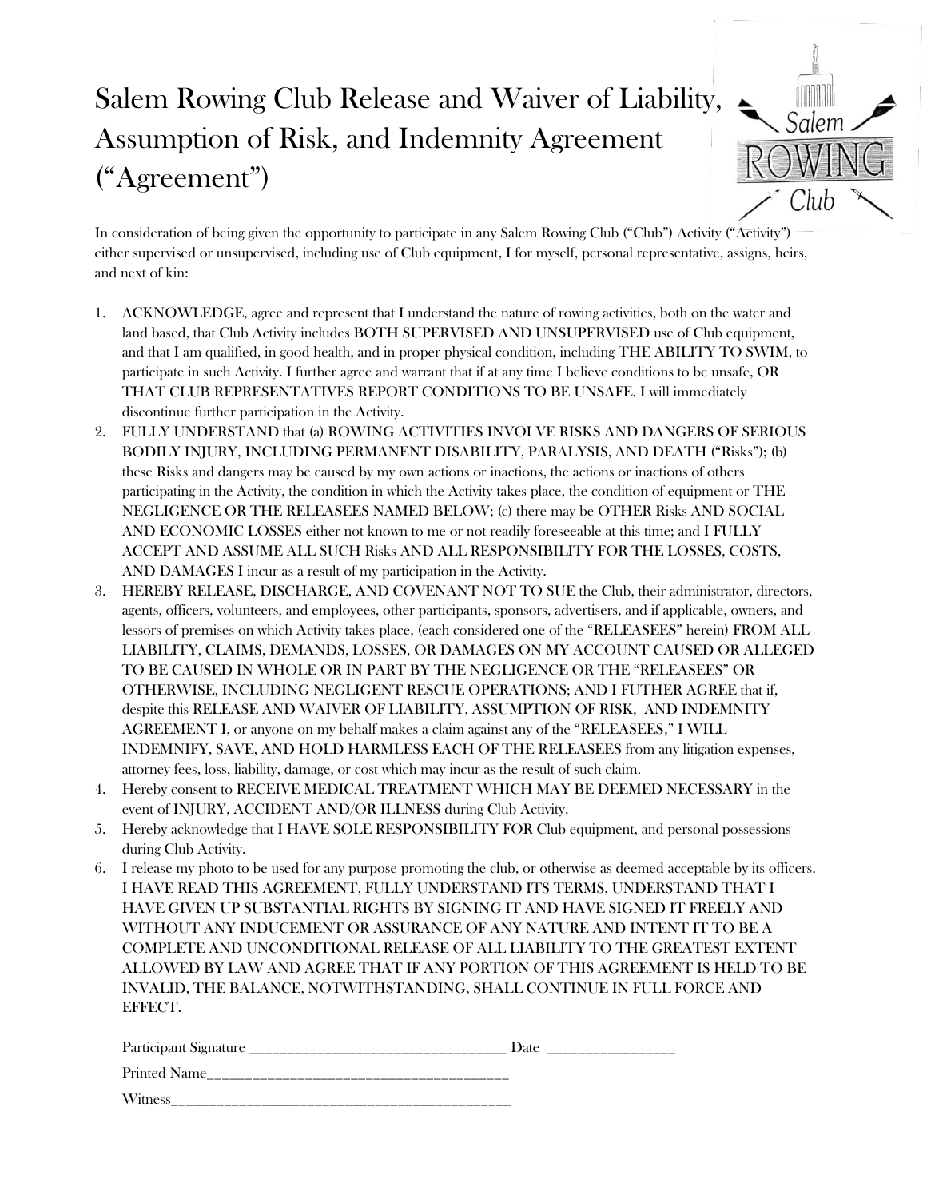# Salem Rowing Club Release and Waiver of Liability, Assumption of Risk, and Indemnity Agreement ("Agreement")

In consideration of being given the opportunity to participate in any Salem Rowing Club ("Club") Activity ("Activity") either supervised or unsupervised, including use of Club equipment, I for myself, personal representative, assigns, heirs, and next of kin:

1. ACKNOWLEDGE, agree and represent that I understand the nature of rowing activities, both on the water and land based, that Club Activity includes BOTH SUPERVISED AND UNSUPERVISED use of Club equipment, and that I am qualified, in good health, and in proper physical condition, including THE ABILITY TO SWIM, to participate in such Activity. I further agree and warrant that if at any time I believe conditions to be unsafe, OR THAT CLUB REPRESENTATIVES REPORT CONDITIONS TO BE UNSAFE. I will immediately discontinue further participation in the Activity.
2. FULLY UNDERSTAND that (a) ROWING ACTIVITIES INVOLVE RISKS AND DANGERS OF SERIOUS BODILY INJURY, INCLUDING PERMANENT DISABILITY, PARALYSIS, AND DEATH ("Risks"); (b) these Risks and dangers may be caused by my own actions or inactions, the actions or inactions of others participating in the Activity, the condition in which the Activity takes place, the condition of equipment or THE NEGLIGENCE OR THE RELEASEES NAMED BELOW; (c) there may be OTHER Risks AND SOCIAL AND ECONOMIC LOSSES either not known to me or not readily foreseeable at this time; and I FULLY ACCEPT AND ASSUME ALL SUCH Risks AND ALL RESPONSIBILITY FOR THE LOSSES, COSTS, AND DAMAGES I incur as a result of my participation in the Activity.
3. HEREBY RELEASE, DISCHARGE, AND COVENANT NOT TO SUE the Club, their administrator, directors, agents, officers, volunteers, and employees, other participants, sponsors, advertisers, and if applicable, owners, and lessors of premises on which Activity takes place, (each considered one of the "RELEASEES" herein) FROM ALL LIABILITY, CLAIMS, DEMANDS, LOSSES, OR DAMAGES ON MY ACCOUNT CAUSED OR ALLEGED TO BE CAUSED IN WHOLE OR IN PART BY THE NEGLIGENCE OR THE "RELEASEES" OR OTHERWISE, INCLUDING NEGLIGENT RESCUE OPERATIONS; AND I FUTHER AGREE that if, despite this RELEASE AND WAIVER OF LIABILITY, ASSUMPTION OF RISK, AND INDEMNITY AGREEMENT I, or anyone on my behalf makes a claim against any of the "RELEASEES," I WILL INDEMNIFY, SAVE, AND HOLD HARMLESS EACH OF THE RELEASEES from any litigation expenses, attorney fees, loss, liability, damage, or cost which may incur as the result of such claim.
4. Hereby consent to RECEIVE MEDICAL TREATMENT WHICH MAY BE DEEMED NECESSARY in the event of INJURY, ACCIDENT AND/OR ILLNESS during Club Activity.
5. Hereby acknowledge that I HAVE SOLE RESPONSIBILITY FOR Club equipment, and personal possessions during Club Activity.
6. I release my photo to be used for any purpose promoting the club, or otherwise as deemed acceptable by its officers. I HAVE READ THIS AGREEMENT, FULLY UNDERSTAND ITS TERMS, UNDERSTAND THAT I HAVE GIVEN UP SUBSTANTIAL RIGHTS BY SIGNING IT AND HAVE SIGNED IT FREELY AND WITHOUT ANY INDUCEMENT OR ASSURANCE OF ANY NATURE AND INTENT IT TO BE A COMPLETE AND UNCONDITIONAL RELEASE OF ALL LIABILITY TO THE GREATEST EXTENT ALLOWED BY LAW AND AGREE THAT IF ANY PORTION OF THIS AGREEMENT IS HELD TO BE INVALID, THE BALANCE, NOTWITHSTANDING, SHALL CONTINUE IN FULL FORCE AND EFFECT.

Participant Signature ___________________________________ Date _________________

Printed Name___________________________________________

Witness________________________________________________